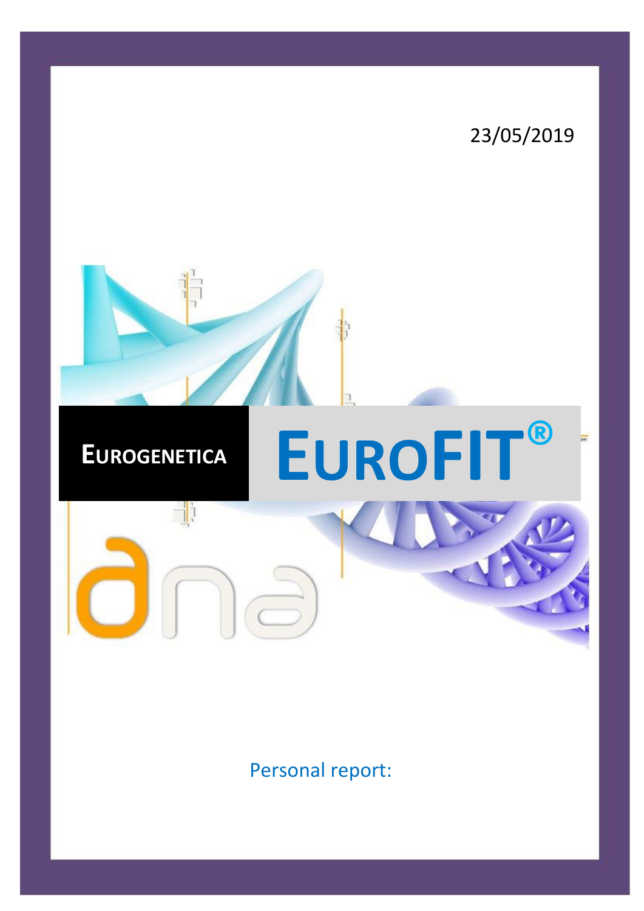23/05/2019

**EUROGENETICA**

# EUROFIT®

ana

Personal report: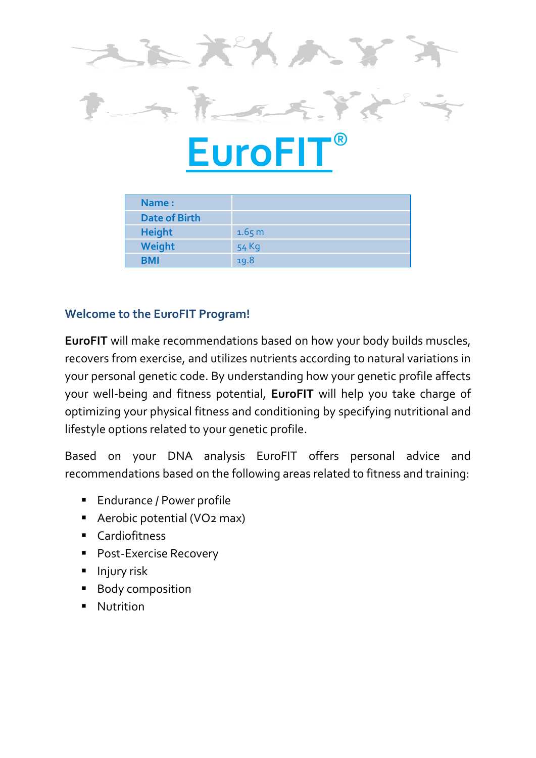# EuroFIT®

| Name : | |
|---|---|
| Date of Birth | |
| Height | 1.65 m |
| Weight | 54 Kg |
| BMI | 19.8 |

### Welcome to the EuroFIT Program!

**EuroFIT** will make recommendations based on how your body builds muscles, recovers from exercise, and utilizes nutrients according to natural variations in your personal genetic code. By understanding how your genetic profile affects your well-being and fitness potential, **EuroFIT** will help you take charge of optimizing your physical fitness and conditioning by specifying nutritional and lifestyle options related to your genetic profile.

Based on your DNA analysis EuroFIT offers personal advice and recommendations based on the following areas related to fitness and training:

- Endurance / Power profile
- Aerobic potential (VO2 max)
- Cardiofitness
- Post-Exercise Recovery
- Injury risk
- Body composition
- Nutrition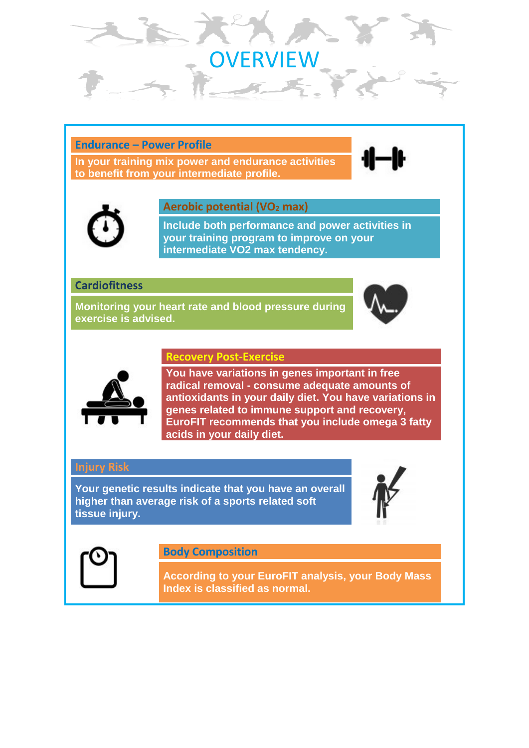# OVERVIEW

## Endurance – Power Profile

**In your training mix power and endurance activities to benefit from your intermediate profile.**

## Aerobic potential ($VO_2$ max)

**Include both performance and power activities in your training program to improve on your intermediate VO2 max tendency.**

## Cardiofitness

**Monitoring your heart rate and blood pressure during exercise is advised.**

## Recovery Post-Exercise

**You have variations in genes important in free radical removal - consume adequate amounts of antioxidants in your daily diet. You have variations in genes related to immune support and recovery, EuroFIT recommends that you include omega 3 fatty acids in your daily diet.**

## Injury Risk

**Your genetic results indicate that you have an overall higher than average risk of a sports related soft tissue injury.**

## Body Composition

**According to your EuroFIT analysis, your Body Mass Index is classified as normal.**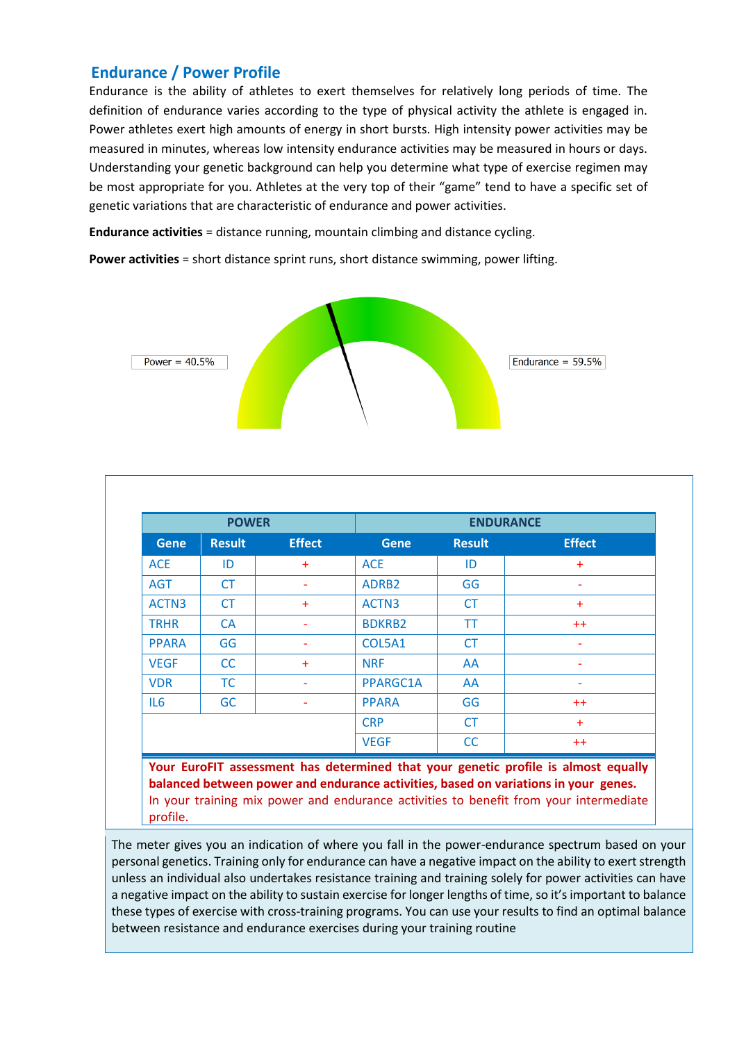## Endurance / Power Profile

Endurance is the ability of athletes to exert themselves for relatively long periods of time. The definition of endurance varies according to the type of physical activity the athlete is engaged in. Power athletes exert high amounts of energy in short bursts. High intensity power activities may be measured in minutes, whereas low intensity endurance activities may be measured in hours or days. Understanding your genetic background can help you determine what type of exercise regimen may be most appropriate for you. Athletes at the very top of their "game" tend to have a specific set of genetic variations that are characteristic of endurance and power activities.

**Endurance activities** = distance running, mountain climbing and distance cycling.

**Power activities** = short distance sprint runs, short distance swimming, power lifting.

Power = 40.5%

Endurance = 59.5%

| POWER | | | ENDURANCE | | |
|---|---|---|---|---|---|
| **Gene** | **Result** | **Effect** | **Gene** | **Result** | **Effect** |
| ACE | ID | + | ACE | ID | + |
| AGT | CT | - | ADRB2 | GG | - |
| ACTN3 | CT | + | ACTN3 | CT | + |
| TRHR | CA | - | BDKRB2 | TT | ++ |
| PPARA | GG | - | COL5A1 | CT | - |
| VEGF | CC | + | NRF | AA | - |
| VDR | TC | - | PPARGC1A | AA | - |
| IL6 | GC | - | PPARA | GG | ++ |
| | | | CRP | CT | + |
| | | | VEGF | CC | ++ |

**Your EuroFIT assessment has determined that your genetic profile is almost equally balanced between power and endurance activities, based on variations in your genes.**
In your training mix power and endurance activities to benefit from your intermediate profile.

The meter gives you an indication of where you fall in the power-endurance spectrum based on your personal genetics. Training only for endurance can have a negative impact on the ability to exert strength unless an individual also undertakes resistance training and training solely for power activities can have a negative impact on the ability to sustain exercise for longer lengths of time, so it's important to balance these types of exercise with cross-training programs. You can use your results to find an optimal balance between resistance and endurance exercises during your training routine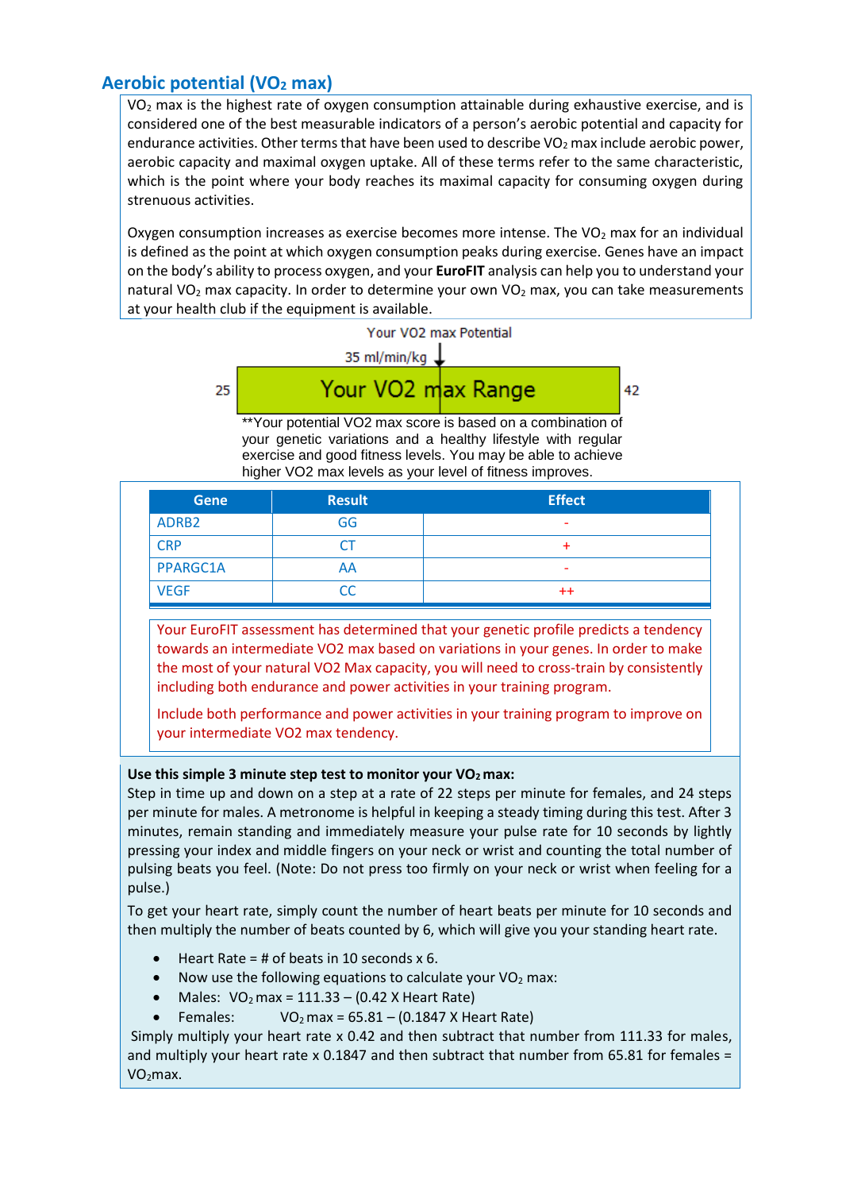## Aerobic potential ($VO_2$ max)

$VO_2$ max is the highest rate of oxygen consumption attainable during exhaustive exercise, and is considered one of the best measurable indicators of a person's aerobic potential and capacity for endurance activities. Other terms that have been used to describe $VO_2$ max include aerobic power, aerobic capacity and maximal oxygen uptake. All of these terms refer to the same characteristic, which is the point where your body reaches its maximal capacity for consuming oxygen during strenuous activities.

Oxygen consumption increases as exercise becomes more intense. The $VO_2$ max for an individual is defined as the point at which oxygen consumption peaks during exercise. Genes have an impact on the body's ability to process oxygen, and your **EuroFIT** analysis can help you to understand your natural $VO_2$ max capacity. In order to determine your own $VO_2$ max, you can take measurements at your health club if the equipment is available.

Your VO2 max Potential

35 ml/min/kg

25 | Your VO2 max Range | 42

**Your potential VO2 max score is based on a combination of your genetic variations and a healthy lifestyle with regular exercise and good fitness levels. You may be able to achieve higher VO2 max levels as your level of fitness improves.

| Gene | Result | Effect |
|---|---|---|
| ADRB2 | GG | - |
| CRP | CT | + |
| PPARGC1A | AA | - |
| VEGF | CC | ++ |

Your EuroFIT assessment has determined that your genetic profile predicts a tendency towards an intermediate VO2 max based on variations in your genes. In order to make the most of your natural VO2 Max capacity, you will need to cross-train by consistently including both endurance and power activities in your training program.

Include both performance and power activities in your training program to improve on your intermediate VO2 max tendency.

**Use this simple 3 minute step test to monitor your $VO_2$ max:**

Step in time up and down on a step at a rate of 22 steps per minute for females, and 24 steps per minute for males. A metronome is helpful in keeping a steady timing during this test. After 3 minutes, remain standing and immediately measure your pulse rate for 10 seconds by lightly pressing your index and middle fingers on your neck or wrist and counting the total number of pulsing beats you feel. (Note: Do not press too firmly on your neck or wrist when feeling for a pulse.)

To get your heart rate, simply count the number of heart beats per minute for 10 seconds and then multiply the number of beats counted by 6, which will give you your standing heart rate.

- Heart Rate = # of beats in 10 seconds x 6.
- Now use the following equations to calculate your $VO_2$ max:
- Males: $VO_2 \text{ max} = 111.33 - (0.42 \times \text{Heart Rate})$
- Females: $VO_2 \text{ max} = 65.81 - (0.1847 \times \text{Heart Rate})$

Simply multiply your heart rate x 0.42 and then subtract that number from 111.33 for males, and multiply your heart rate x 0.1847 and then subtract that number from 65.81 for females = $VO_2$max.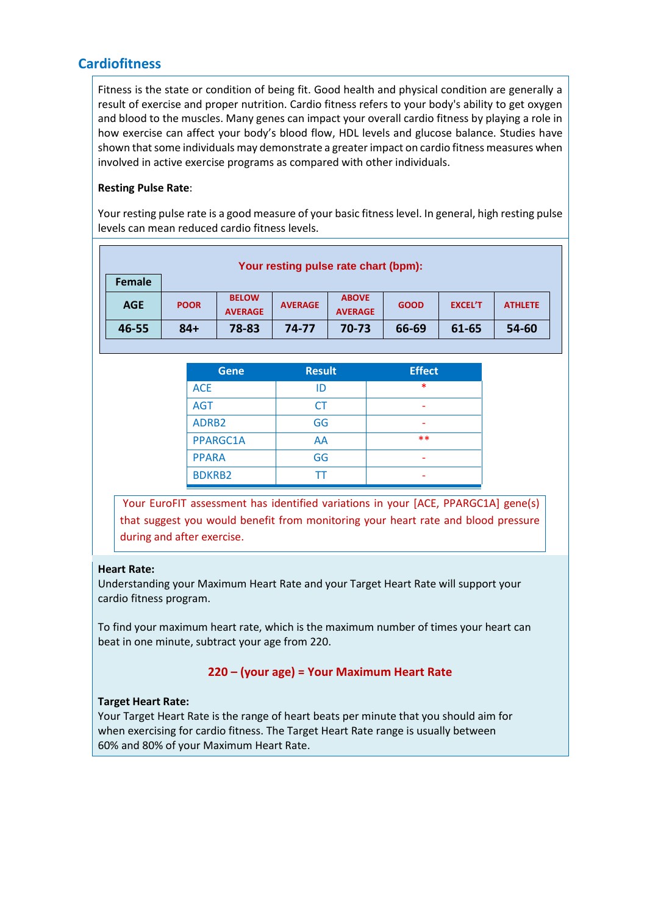## Cardiofitness

Fitness is the state or condition of being fit. Good health and physical condition are generally a result of exercise and proper nutrition. Cardio fitness refers to your body's ability to get oxygen and blood to the muscles. Many genes can impact your overall cardio fitness by playing a role in how exercise can affect your body's blood flow, HDL levels and glucose balance. Studies have shown that some individuals may demonstrate a greater impact on cardio fitness measures when involved in active exercise programs as compared with other individuals.

**Resting Pulse Rate**:

Your resting pulse rate is a good measure of your basic fitness level. In general, high resting pulse levels can mean reduced cardio fitness levels.

**Your resting pulse rate chart (bpm):**

**Female**

| AGE | POOR | BELOW AVERAGE | AVERAGE | ABOVE AVERAGE | GOOD | EXCEL'T | ATHLETE |
|---|---|---|---|---|---|---|---|
| 46-55 | 84+ | 78-83 | 74-77 | 70-73 | 66-69 | 61-65 | 54-60 |

| Gene | Result | Effect |
|---|---|---|
| ACE | ID | * |
| AGT | CT | - |
| ADRB2 | GG | - |
| PPARGC1A | AA | ** |
| PPARA | GG | - |
| BDKRB2 | TT | - |

Your EuroFIT assessment has identified variations in your [ACE, PPARGC1A] gene(s) that suggest you would benefit from monitoring your heart rate and blood pressure during and after exercise.

**Heart Rate:**
Understanding your Maximum Heart Rate and your Target Heart Rate will support your cardio fitness program.

To find your maximum heart rate, which is the maximum number of times your heart can beat in one minute, subtract your age from 220.

**220 – (your age) = Your Maximum Heart Rate**

**Target Heart Rate:**
Your Target Heart Rate is the range of heart beats per minute that you should aim for when exercising for cardio fitness. The Target Heart Rate range is usually between 60% and 80% of your Maximum Heart Rate.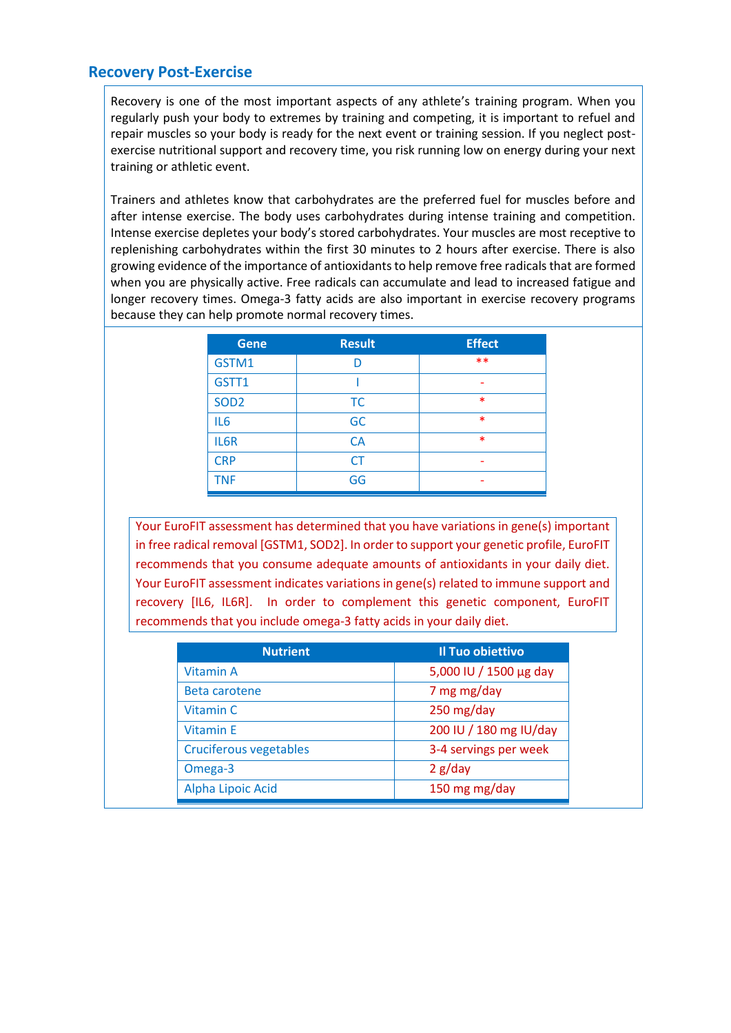## Recovery Post-Exercise

Recovery is one of the most important aspects of any athlete's training program. When you regularly push your body to extremes by training and competing, it is important to refuel and repair muscles so your body is ready for the next event or training session. If you neglect post-exercise nutritional support and recovery time, you risk running low on energy during your next training or athletic event.

Trainers and athletes know that carbohydrates are the preferred fuel for muscles before and after intense exercise. The body uses carbohydrates during intense training and competition. Intense exercise depletes your body's stored carbohydrates. Your muscles are most receptive to replenishing carbohydrates within the first 30 minutes to 2 hours after exercise. There is also growing evidence of the importance of antioxidants to help remove free radicals that are formed when you are physically active. Free radicals can accumulate and lead to increased fatigue and longer recovery times. Omega-3 fatty acids are also important in exercise recovery programs because they can help promote normal recovery times.

| Gene | Result | Effect |
|---|---|---|
| GSTM1 | D | ** |
| GSTT1 | I | - |
| SOD2 | TC | * |
| IL6 | GC | * |
| IL6R | CA | * |
| CRP | CT | - |
| TNF | GG | - |

Your EuroFIT assessment has determined that you have variations in gene(s) important in free radical removal [GSTM1, SOD2]. In order to support your genetic profile, EuroFIT recommends that you consume adequate amounts of antioxidants in your daily diet. Your EuroFIT assessment indicates variations in gene(s) related to immune support and recovery [IL6, IL6R]. In order to complement this genetic component, EuroFIT recommends that you include omega-3 fatty acids in your daily diet.

| Nutrient | Il Tuo obiettivo |
|---|---|
| Vitamin A | 5,000 IU / 1500 µg day |
| Beta carotene | 7 mg mg/day |
| Vitamin C | 250 mg/day |
| Vitamin E | 200 IU / 180 mg IU/day |
| Cruciferous vegetables | 3-4 servings per week |
| Omega-3 | 2 g/day |
| Alpha Lipoic Acid | 150 mg mg/day |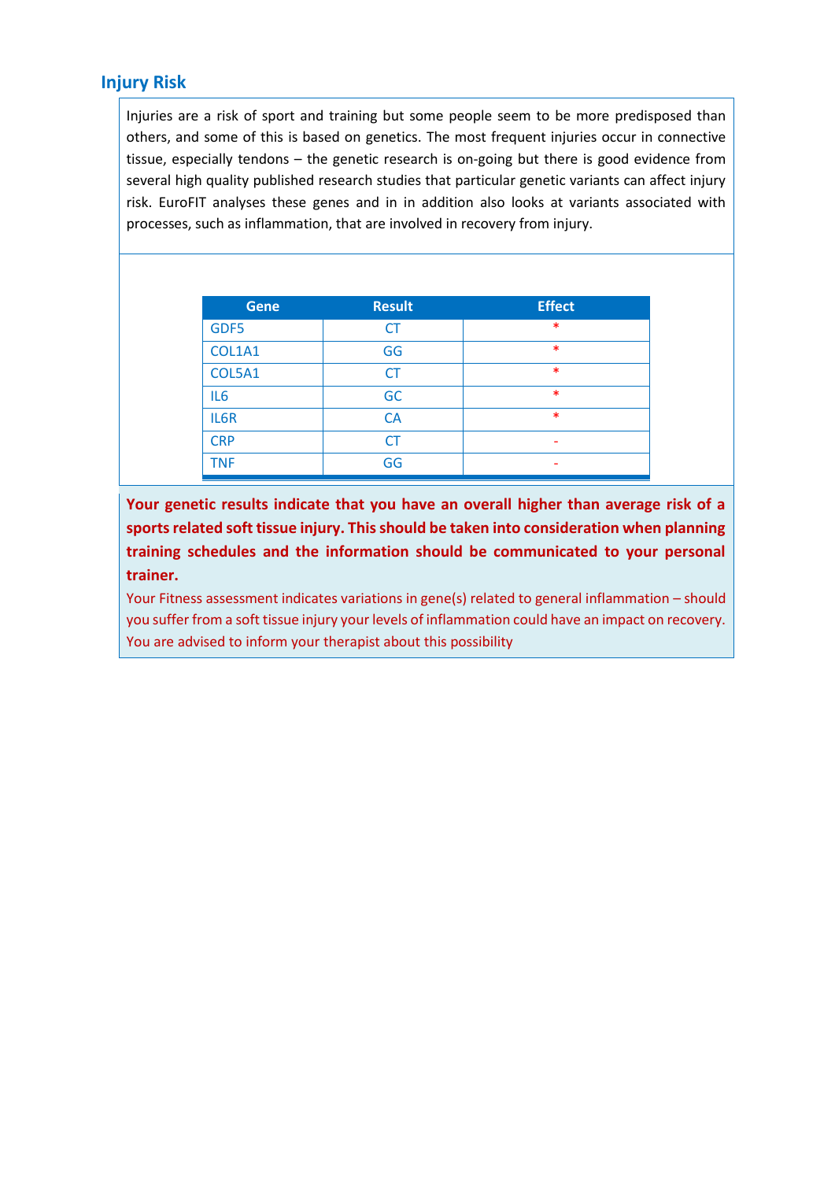## Injury Risk

Injuries are a risk of sport and training but some people seem to be more predisposed than others, and some of this is based on genetics. The most frequent injuries occur in connective tissue, especially tendons – the genetic research is on-going but there is good evidence from several high quality published research studies that particular genetic variants can affect injury risk. EuroFIT analyses these genes and in in addition also looks at variants associated with processes, such as inflammation, that are involved in recovery from injury.

| Gene | Result | Effect |
|---|---|---|
| GDF5 | CT | * |
| COL1A1 | GG | * |
| COL5A1 | CT | * |
| IL6 | GC | * |
| IL6R | CA | * |
| CRP | CT | - |
| TNF | GG | - |

**Your genetic results indicate that you have an overall higher than average risk of a sports related soft tissue injury. This should be taken into consideration when planning training schedules and the information should be communicated to your personal trainer.**

Your Fitness assessment indicates variations in gene(s) related to general inflammation – should you suffer from a soft tissue injury your levels of inflammation could have an impact on recovery. You are advised to inform your therapist about this possibility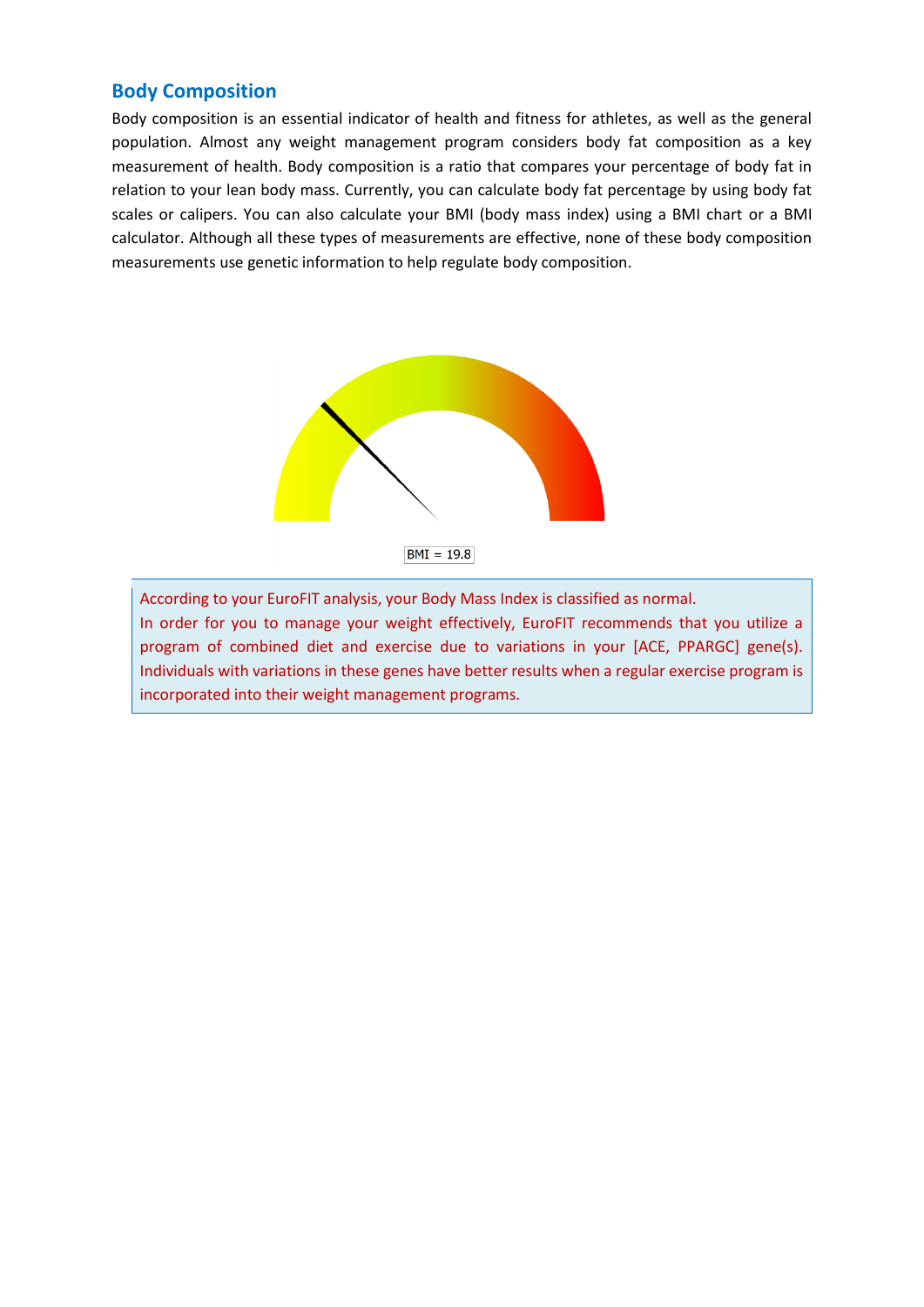## Body Composition

Body composition is an essential indicator of health and fitness for athletes, as well as the general population. Almost any weight management program considers body fat composition as a key measurement of health. Body composition is a ratio that compares your percentage of body fat in relation to your lean body mass. Currently, you can calculate body fat percentage by using body fat scales or calipers. You can also calculate your BMI (body mass index) using a BMI chart or a BMI calculator. Although all these types of measurements are effective, none of these body composition measurements use genetic information to help regulate body composition.

BMI = 19.8

According to your EuroFIT analysis, your Body Mass Index is classified as normal.
In order for you to manage your weight effectively, EuroFIT recommends that you utilize a program of combined diet and exercise due to variations in your [ACE, PPARGC] gene(s). Individuals with variations in these genes have better results when a regular exercise program is incorporated into their weight management programs.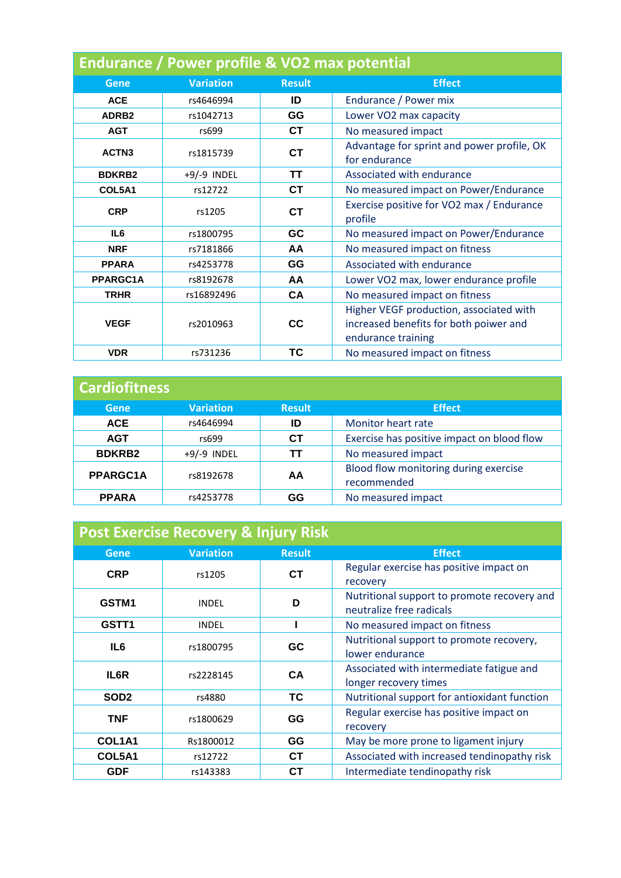## Endurance / Power profile & VO2 max potential

| Gene | Variation | Result | Effect |
|---|---|---|---|
| ACE | rs4646994 | ID | Endurance / Power mix |
| ADRB2 | rs1042713 | GG | Lower VO2 max capacity |
| AGT | rs699 | CT | No measured impact |
| ACTN3 | rs1815739 | CT | Advantage for sprint and power profile, OK for endurance |
| BDKRB2 | +9/-9 INDEL | TT | Associated with endurance |
| COL5A1 | rs12722 | CT | No measured impact on Power/Endurance |
| CRP | rs1205 | CT | Exercise positive for VO2 max / Endurance profile |
| IL6 | rs1800795 | GC | No measured impact on Power/Endurance |
| NRF | rs7181866 | AA | No measured impact on fitness |
| PPARA | rs4253778 | GG | Associated with endurance |
| PPARGC1A | rs8192678 | AA | Lower VO2 max, lower endurance profile |
| TRHR | rs16892496 | CA | No measured impact on fitness |
| VEGF | rs2010963 | CC | Higher VEGF production, associated with increased benefits for both poiwer and endurance training |
| VDR | rs731236 | TC | No measured impact on fitness |

## Cardiofitness

| Gene | Variation | Result | Effect |
|---|---|---|---|
| ACE | rs4646994 | ID | Monitor heart rate |
| AGT | rs699 | CT | Exercise has positive impact on blood flow |
| BDKRB2 | +9/-9 INDEL | TT | No measured impact |
| PPARGC1A | rs8192678 | AA | Blood flow monitoring during exercise recommended |
| PPARA | rs4253778 | GG | No measured impact |

## Post Exercise Recovery & Injury Risk

| Gene | Variation | Result | Effect |
|---|---|---|---|
| CRP | rs1205 | CT | Regular exercise has positive impact on recovery |
| GSTM1 | INDEL | D | Nutritional support to promote recovery and neutralize free radicals |
| GSTT1 | INDEL | I | No measured impact on fitness |
| IL6 | rs1800795 | GC | Nutritional support to promote recovery, lower endurance |
| IL6R | rs2228145 | CA | Associated with intermediate fatigue and longer recovery times |
| SOD2 | rs4880 | TC | Nutritional support for antioxidant function |
| TNF | rs1800629 | GG | Regular exercise has positive impact on recovery |
| COL1A1 | Rs1800012 | GG | May be more prone to ligament injury |
| COL5A1 | rs12722 | CT | Associated with increased tendinopathy risk |
| GDF | rs143383 | CT | Intermediate tendinopathy risk |